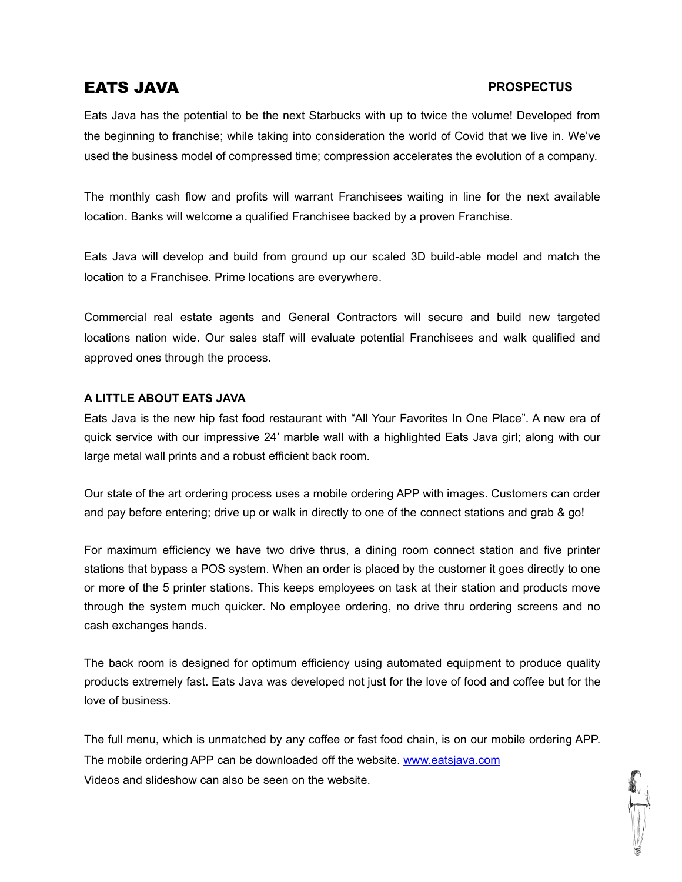# EATS JAVA

**PROSPECTUS**

Eats Java has the potential to be the next Starbucks with up to twice the volume! Developed from the beginning to franchise; while taking into consideration the world of Covid that we live in. We've used the business model of compressed time; compression accelerates the evolution of a company.

The monthly cash flow and profits will warrant Franchisees waiting in line for the next available location. Banks will welcome a qualified Franchisee backed by a proven Franchise.

Eats Java will develop and build from ground up our scaled 3D build-able model and match the location to a Franchisee. Prime locations are everywhere.

Commercial real estate agents and General Contractors will secure and build new targeted locations nation wide. Our sales staff will evaluate potential Franchisees and walk qualified and approved ones through the process.

**A LITTLE ABOUT EATS JAVA**

Eats Java is the new hip fast food restaurant with "All Your Favorites In One Place". A new era of quick service with our impressive 24' marble wall with a highlighted Eats Java girl; along with our large metal wall prints and a robust efficient back room.

Our state of the art ordering process uses a mobile ordering APP with images. Customers can order and pay before entering; drive up or walk in directly to one of the connect stations and grab & go!

For maximum efficiency we have two drive thrus, a dining room connect station and five printer stations that bypass a POS system. When an order is placed by the customer it goes directly to one or more of the 5 printer stations. This keeps employees on task at their station and products move through the system much quicker. No employee ordering, no drive thru ordering screens and no cash exchanges hands.

The back room is designed for optimum efficiency using automated equipment to produce quality products extremely fast. Eats Java was developed not just for the love of food and coffee but for the love of business.

The full menu, which is unmatched by any coffee or fast food chain, is on our mobile ordering APP. The mobile ordering APP can be downloaded off the website. www.eatsjava.com
Videos and slideshow can also be seen on the website.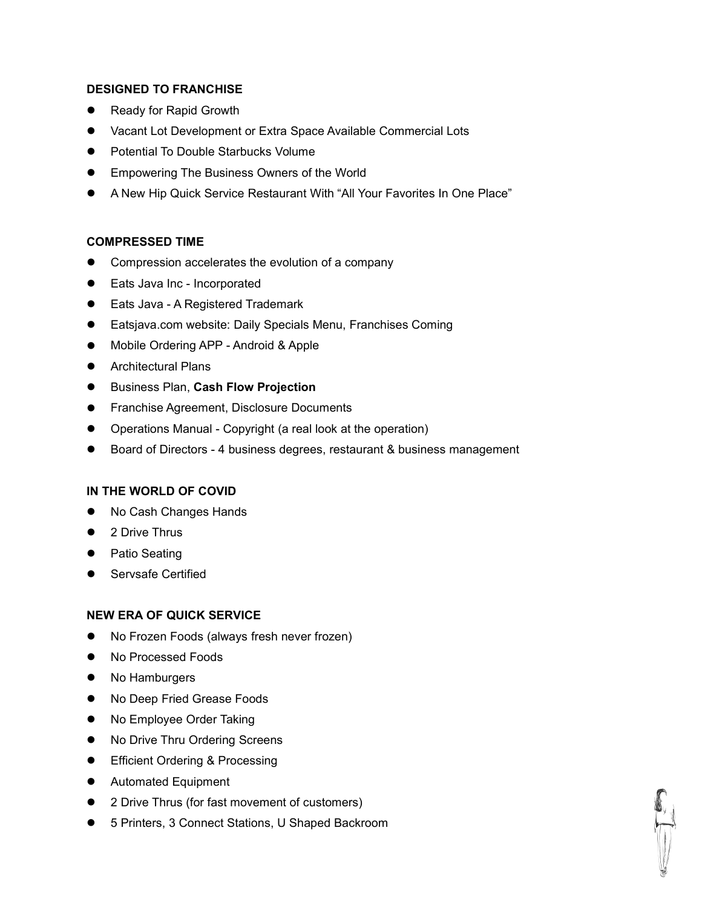**DESIGNED TO FRANCHISE**

- Ready for Rapid Growth
- Vacant Lot Development or Extra Space Available Commercial Lots
- Potential To Double Starbucks Volume
- Empowering The Business Owners of the World
- A New Hip Quick Service Restaurant With "All Your Favorites In One Place"

**COMPRESSED TIME**

- Compression accelerates the evolution of a company
- Eats Java Inc - Incorporated
- Eats Java - A Registered Trademark
- Eatsjava.com website: Daily Specials Menu, Franchises Coming
- Mobile Ordering APP - Android & Apple
- Architectural Plans
- Business Plan, **Cash Flow Projection**
- Franchise Agreement, Disclosure Documents
- Operations Manual - Copyright (a real look at the operation)
- Board of Directors - 4 business degrees, restaurant & business management

**IN THE WORLD OF COVID**

- No Cash Changes Hands
- 2 Drive Thrus
- Patio Seating
- Servsafe Certified

**NEW ERA OF QUICK SERVICE**

- No Frozen Foods (always fresh never frozen)
- No Processed Foods
- No Hamburgers
- No Deep Fried Grease Foods
- No Employee Order Taking
- No Drive Thru Ordering Screens
- Efficient Ordering & Processing
- Automated Equipment
- 2 Drive Thrus (for fast movement of customers)
- 5 Printers, 3 Connect Stations, U Shaped Backroom